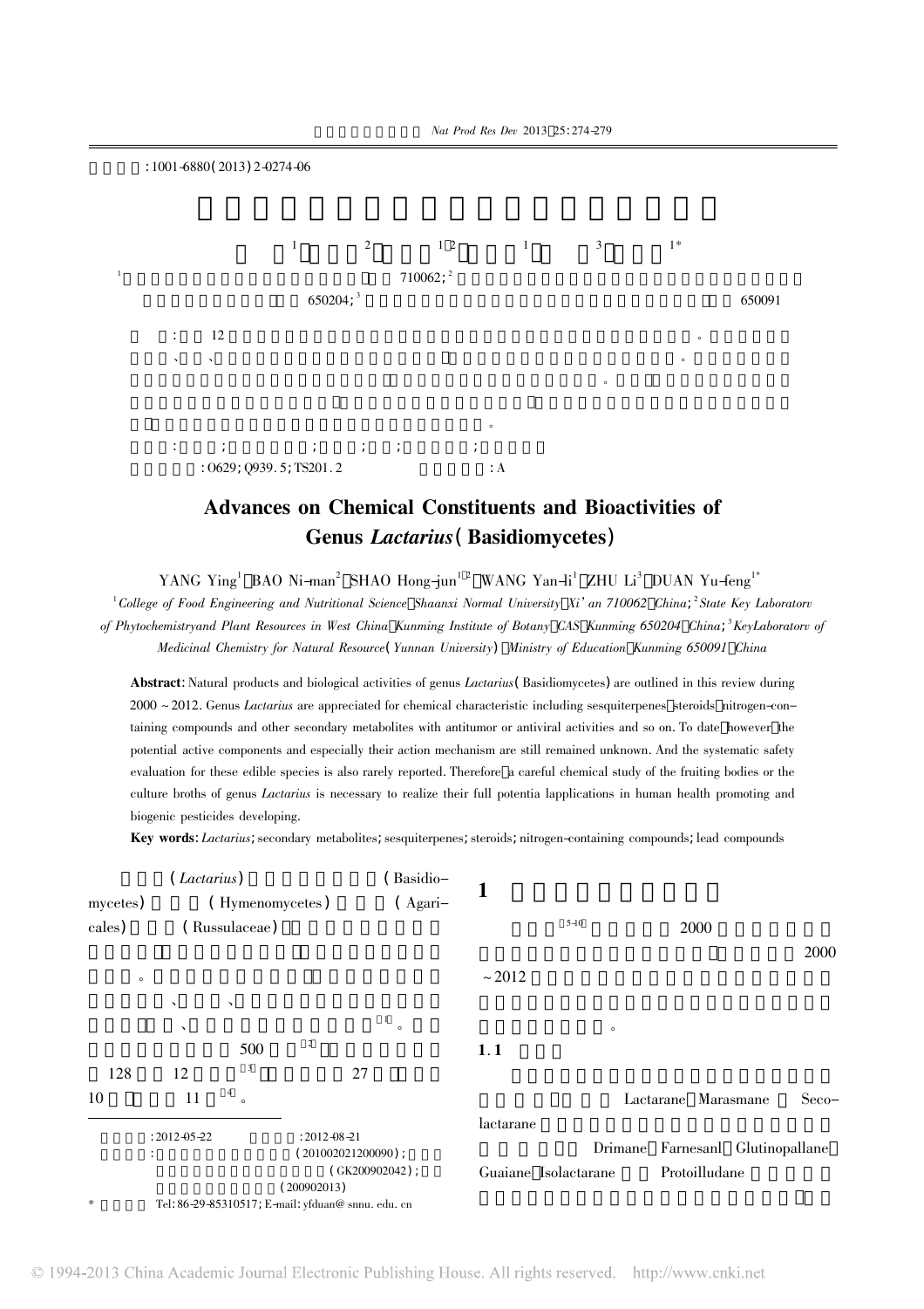:1001-6880(2013)2-0274-06

1 2 1 2 1 3 1*

1 710062; 2

650204; 3 650091

: 12 。

、 、 。

。

。

: ; ; ; ; ;

: O629; Q939.5; TS201.2 : A

## Advances on Chemical Constituents and Bioactivities of Genus *Lactarius* (Basidiomycetes)

YANG Ying[1], BAO Ni-man[2], SHAO Hong-jun[1,2], WANG Yan-li[1], ZHU Li[3], DUAN Yu-feng[1*]

[1] *College of Food Engineering and Nutritional Science, Shaanxi Normal University, Xi'an 710062, China;* [2] *State Key Laboratory of Phytochemistry and Plant Resources in West China, Kunming Institute of Botany, CAS, Kunming 650204, China;* [3] *Key Laboratory of Medicinal Chemistry for Natural Resource (Yunnan University), Ministry of Education, Kunming 650091, China*

**Abstract**: Natural products and biological activities of genus *Lactarius* (Basidiomycetes) are outlined in this review during 2000 ~ 2012. Genus *Lactarius* are appreciated for chemical characteristic including sesquiterpenes, steroids, nitrogen-containing compounds and other secondary metabolites with antitumor or antiviral activities and so on. To date, however, the potential active components and especially their action mechanism are still remained unknown. And the systematic safety evaluation for these edible species is also rarely reported. Therefore, a careful chemical study of the fruiting bodies or the culture broths of genus *Lactarius* is necessary to realize their full potential applications in human health promoting and biogenic pesticides developing.

**Key words**: *Lactarius*; secondary metabolites; sesquiterpenes; steroids; nitrogen-containing compounds; lead compounds

(*Lactarius*) (Basidiomycetes) (Hymenomycetes) (Agaricales) (Russulaceae)

。

、 、

、 [1]。

500 [2]

128 12 [3] 27

10 11 [4]。

:2012-05-22 :2012-08-21

: (201002021200090);

(GK200902042);

(200902013)

* Tel: 86-29-85310517; E-mail: yfduan@snnu.edu.cn

## 1

[5-10] 2000

2000 ~ 2012

。

### 1.1

Lactarane Marasmane Seco-lactarane

Drimane Farnesanl Glutinopallane Guaiane Isolactarane Protoilludane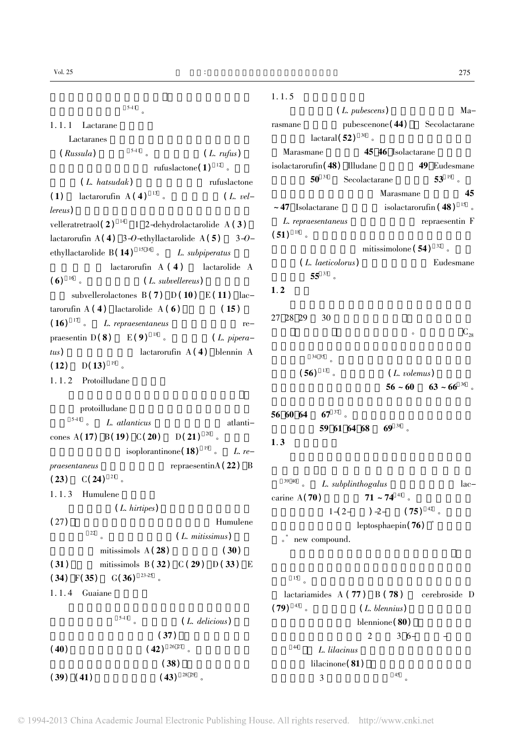[5-11]。

### 1.1.1 Lactarane

Lactaranes

(*Russula*) [5-11]。 (*L. rufus*) rufuslactone(**1**)[12]。

(*L. hatsudak*) rufuslactone (**1**) lactarorufin A(**4**)[13]。 (*L. vellereus*) velleratretraol(**2**)[14] 1 2-dehydrolactarolide A(**3**) lactarorufin A(**4**) 3-*O*-ethyllactarolide A(**5**) 3-*O*-ethyllactarolide B(**14**)[15,16]。 *L. subpiperatus* lactarorufin A(**4**) lactarolide A(**6**)[16]。 (*L. subvellereus*) subvellerolactones B(**7**) D(**10**) E(**11**) lactarorufin A(**4**) lactarolide A(**6**) (**15**) (**16**)[17]。 *L. repraesentaneus* repraesentin D(**8**) E(**9**)[18]。 (*L. piperatus*) lactarorufin A(**4**) blennin A(**12**) D(**13**)[19]。

### 1.1.2 Protoilludane

protoilludane [5-11]。 *L. atlanticus* atlanticones A(**17**) B(**19**) C(**20**) D(**21**)[20]。 isoplorantinone(**18**)[19]。 *L. repraesentaneus* repraesentinA(**22**) B(**23**) C(**24**)[21]。

### 1.1.3 Humulene

(*L. hirtipes*) (**27**) Humulene [22]。 (*L. mitissimus*) mitissimols A(**28**) (**30**) (**31**) mitissimols B(**32**) C(**29**) D(**33**) E(**34**) F(**35**) G(**36**)[23-25]。

### 1.1.4 Guaiane

[5-11]。 (*L. delicious*) (**37**) (**40**) (**42**)[26,27]。 (**38**) (**39**) (**41**) (**43**)[28,29]。

### 1.1.5

(*L. pubescens*) Marasmane pubescenone(**44**) Secolactarane lactaral(**52**)[30]。

Marasmane **45** **46** Isolactarane isolactarorufin(**48**) Illudane **49** Eudesmane **50**[31] Secolactarane **53**[19]。 Marasmane **45** ~**47** Isolactarane isolactarorufin(**48**)[15]。 *L. repraesentaneus* repraesentin F (**51**)[18]。 mitissimolone(**54**)[32]。 (*L. laeticolorus*) Eudesmane **55**[33]。

## 1.2

27 28 29 30 $C_{28}$ [34,35]。 (**56**)[13]。 (*L. volemus*) **56** ~ **60** **63** ~ **66**[36]。 **56** **60** **64** **67**[37]。 **59** **61** **64** **68** **69**[38]。

## 1.3

[39,40]。 *L. subplinthogalus* laccarine A(**70**) **71** ~ **74**[41]。 1-(2- )-2- (**75**)[42]。 leptosphaepin(**76**)* 。* new compound.

[15]。

lactariamides A(**77**) B(**78**) cerebroside D(**79**)[43]。 (*L. blennius*) blennione(**80**) 2 3 6- -[44] *L. lilacinus* lilacinone(**81**) 3 [45]。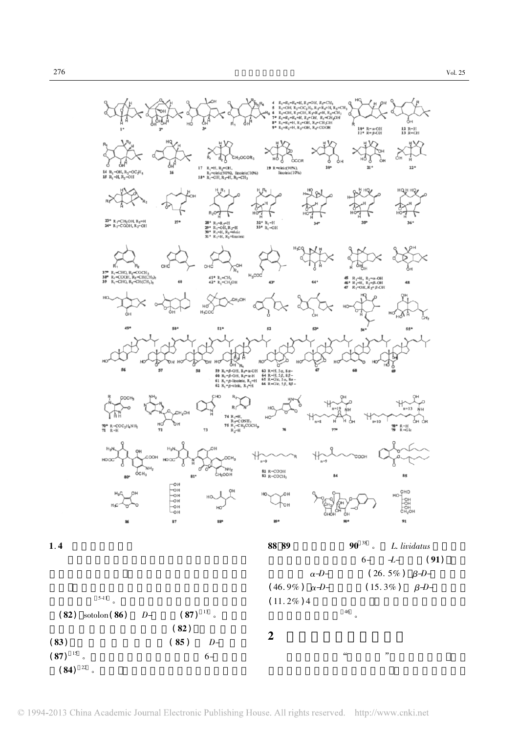## 1.4

[5-11]。

(82)、sotolon(86)和 D-(87)[13]。

(82)

(83)　　　　　　(85)和 D-

(87)[15]。　　　　　　6-

(84)[22]。

88、89　　　　　90[38]。 *L. lividatus*

6-　　-*L*-　　(91)

*α*-*D*-　　(26.5%)、*β*-*D*-

(46.9%)、*α*-*D*-　　(15.3%)、*β*-*D*-

(11.2%)4

[46]。

## 2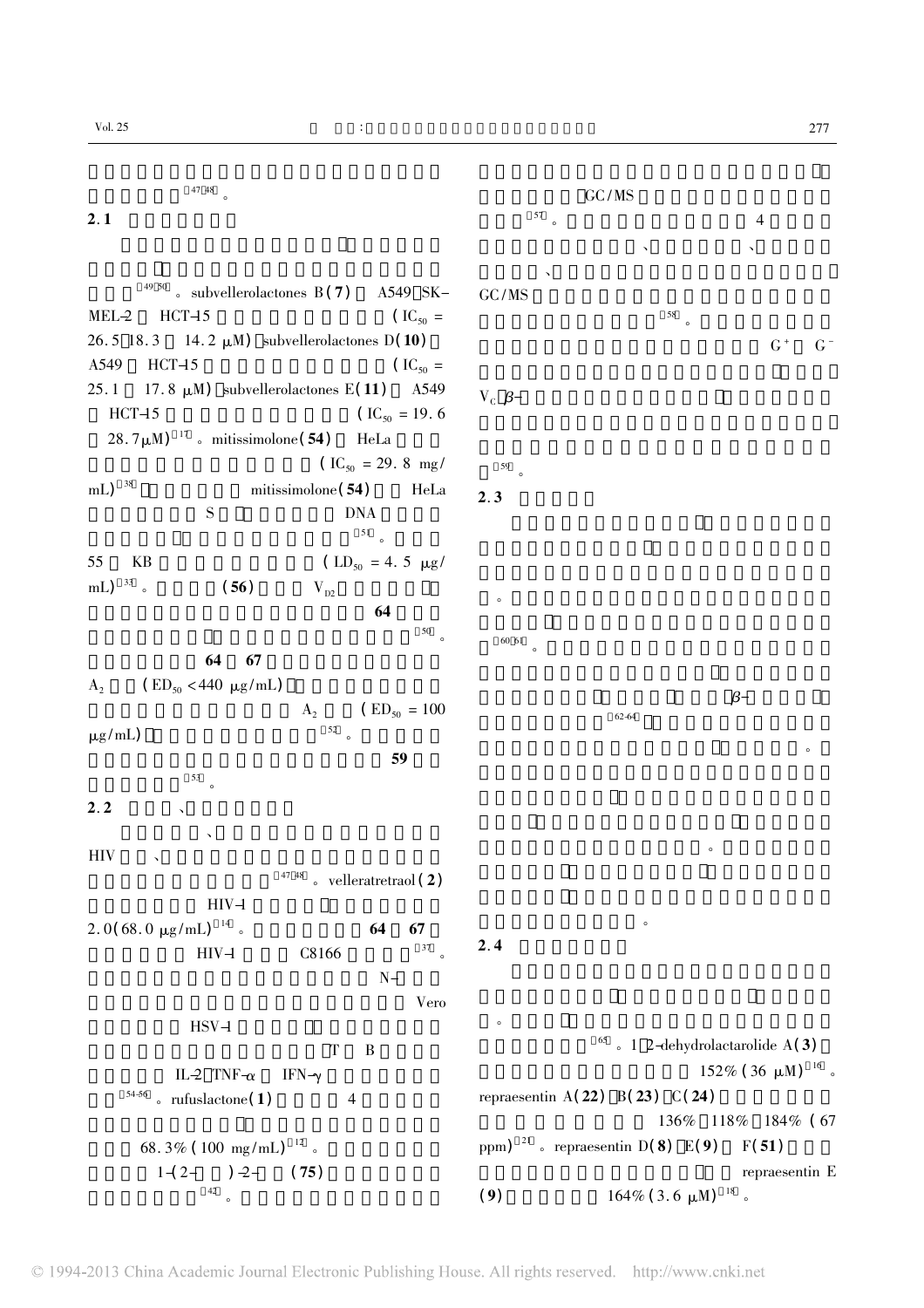[47,48]。

## 2.1

[49,50]。subvellerolactones B(**7**) A549、SK-MEL-2 HCT-15 ($IC_{50}$ = 26.5、18.3 14.2 μM)，subvellerolactones D(**10**) A549 HCT-15 ($IC_{50}$ = 25.1 17.8 μM)，subvellerolactones E(**11**) A549 HCT-15 ($IC_{50}$ = 19.6 28.7 μM)[17]。mitissimolone(**54**) HeLa ($IC_{50}$ = 29.8 mg/mL)[38]，mitissimolone(**54**) HeLa S DNA [51]。55 KB ($LD_{50}$ = 4.5 μg/mL)[33]。(**56**) $V_{D2}$ **64** [50]。**64** **67** $A_2$ ($ED_{50}$ <440 μg/mL)，$A_2$ ($ED_{50}$ = 100 μg/mL)，[52]。**59** [53]。

## 2.2 、

、 HIV 、 [47,48]。velleratretraol(**2**) HIV-1 2.0(68.0 μg/mL)[14]。**64** **67** HIV-1 C8166 [37]。N- Vero HSV-1 T B IL-2、TNF-α IFN-γ [54-56]。rufuslactone(**1**) 4 68.3%(100 mg/mL)[12]。1-(2- )-2- (**75**) [42]。

GC/MS [57]。4 、 、 、 GC/MS [58]。 $G^+$ $G^-$ $V_C$、β- [59]。

## 2.3

。[60,61]。β- [62-64]，。

。

。

## 2.4

。[65]。1,2-dehydrolactarolide A(**3**) 152%(36 μM)[16]。repraesentin A(**22**)、B(**23**)、C(**24**) 136%、118%、184%(67 ppm)[21]。repraesentin D(**8**)、E(**9**) F(**51**) repraesentin E(**9**) 164%(3.6 μM)[18]。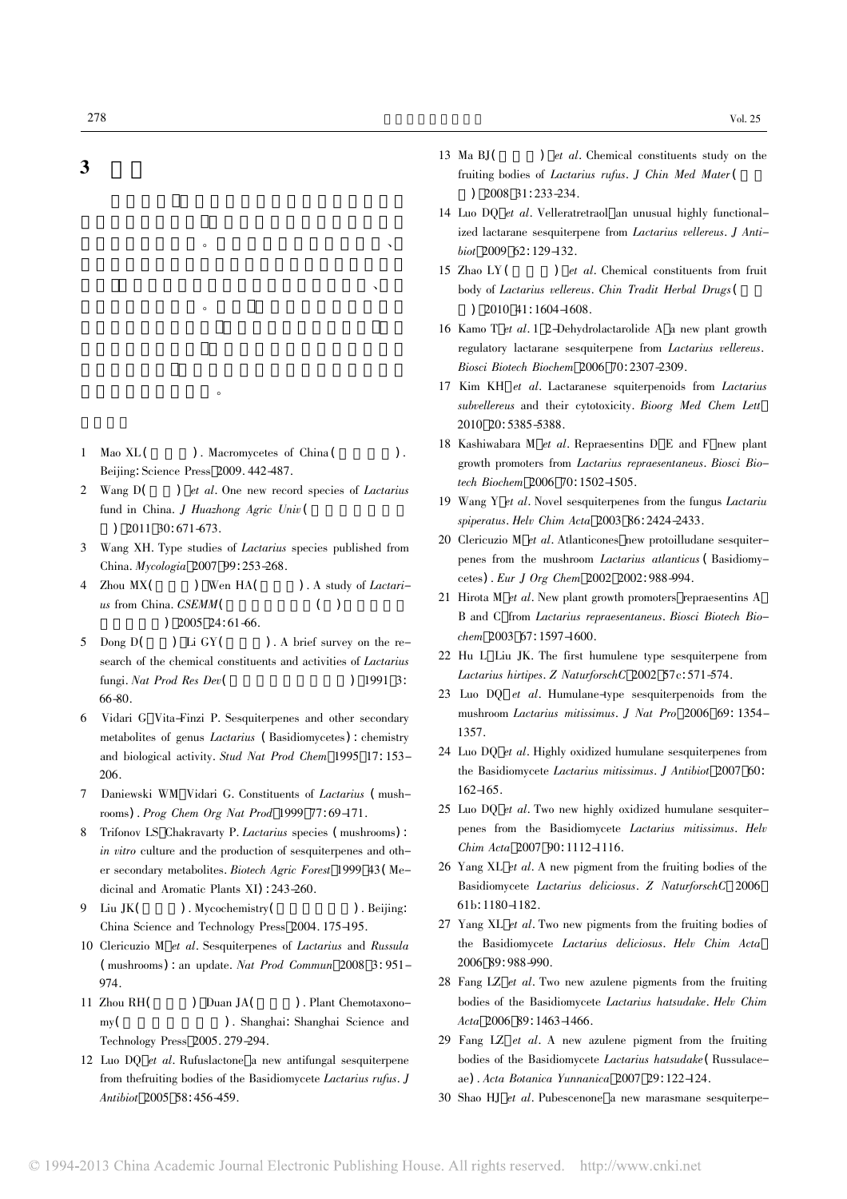## 3 

。、

、。

。

1 Mao XL( ). Macromycetes of China( ). Beijing: Science Press 2009. 442-487.

2 Wang D( ) *et al*. One new record species of *Lactarius* fund in China. *J Huazhong Agric Univ* ( ) 2011 30: 671-673.

3 Wang XH. Type studies of *Lactarius* species published from China. *Mycologia* 2007 99: 253-268.

4 Zhou MX( ) Wen HA( ). A study of *Lactarius* from China. *CSEMM*( ( ) ) 2005 24: 61-66.

5 Dong D( ) Li GY( ). A brief survey on the research of the chemical constituents and activities of *Lactarius* fungi. *Nat Prod Res Dev*( ) 1991 3: 66-80.

6 Vidari G Vita-Finzi P. Sesquiterpenes and other secondary metabolites of genus *Lactarius* (Basidiomycetes): chemistry and biological activity. *Stud Nat Prod Chem* 1995 17: 153-206.

7 Daniewski WM Vidari G. Constituents of *Lactarius* (mushrooms). *Prog Chem Org Nat Prod* 1999 77: 69-171.

8 Trifonov LS Chakravarty P. *Lactarius* species (mushrooms): *in vitro* culture and the production of sesquiterpenes and other secondary metabolites. *Biotech Agric Forest* 1999 43(Medicinal and Aromatic Plants XI): 243-260.

9 Liu JK( ). Mycochemistry( ). Beijing: China Science and Technology Press 2004. 175-195.

10 Clericuzio M *et al*. Sesquiterpenes of *Lactarius* and *Russula* (mushrooms): an update. *Nat Prod Commun* 2008 3: 951-974.

11 Zhou RH( ) Duan JA( ). Plant Chemotaxonomy( ). Shanghai: Shanghai Science and Technology Press 2005. 279-294.

12 Luo DQ *et al*. Rufuslactone a new antifungal sesquiterpene from thefruiting bodies of the Basidiomycete *Lactarius rufus*. *J Antibiot* 2005 58: 456-459.

13 Ma BJ( ) *et al*. Chemical constituents study on the fruiting bodies of *Lactarius rufus*. *J Chin Med Mater* ( ) 2008 31: 233-234.

14 Luo DQ *et al*. Velleratretraol an unusual highly functionalized lactarane sesquiterpene from *Lactarius vellereus*. *J Antibiot* 2009 62: 129-132.

15 Zhao LY( ) *et al*. Chemical constituents from fruit body of *Lactarius vellereus*. *Chin Tradit Herbal Drugs* ( ) 2010 41: 1604-1608.

16 Kamo T *et al*. 1 2-Dehydrolactarolide A a new plant growth regulatory lactarane sesquiterpene from *Lactarius vellereus*. *Biosci Biotech Biochem* 2006 70: 2307-2309.

17 Kim KH *et al*. Lactaranese squiterpenoids from *Lactarius subvellereus* and their cytotoxicity. *Bioorg Med Chem Lett* 2010 20: 5385-5388.

18 Kashiwabara M *et al*. Repraesentins D E and F new plant growth promoters from *Lactarius repraesentaneus*. *Biosci Biotech Biochem* 2006 70: 1502-1505.

19 Wang Y *et al*. Novel sesquiterpenes from the fungus *Lactariu spiperatus*. *Helv Chim Acta* 2003 86: 2424-2433.

20 Clericuzio M *et al*. Atlanticones new protoilludane sesquiterpenes from the mushroom *Lactarius atlanticus* (Basidiomycetes). *Eur J Org Chem* 2002 2002: 988-994.

21 Hirota M *et al*. New plant growth promoters repraesentins A B and C from *Lactarius repraesentaneus*. *Biosci Biotech Biochem* 2003 67: 1597-1600.

22 Hu L Liu JK. The first humulene type sesquiterpene from *Lactarius hirtipes*. *Z NaturforschC* 2002 57c: 571-574.

23 Luo DQ *et al*. Humulane-type sesquiterpenoids from the mushroom *Lactarius mitissimus*. *J Nat Pro* 2006 69: 1354-1357.

24 Luo DQ *et al*. Highly oxidized humulane sesquiterpenes from the Basidiomycete *Lactarius mitissimus*. *J Antibiot* 2007 60: 162-165.

25 Luo DQ *et al*. Two new highly oxidized humulane sesquiterpenes from the Basidiomycete *Lactarius mitissimus*. *Helv Chim Acta* 2007 90: 1112-1116.

26 Yang XL *et al*. A new pigment from the fruiting bodies of the Basidiomycete *Lactarius deliciosus*. *Z NaturforschC* 2006 61b: 1180-1182.

27 Yang XL *et al*. Two new pigments from the fruiting bodies of the Basidiomycete *Lactarius deliciosus*. *Helv Chim Acta* 2006 89: 988-990.

28 Fang LZ *et al*. Two new azulene pigments from the fruiting bodies of the Basidiomycete *Lactarius hatsudake*. *Helv Chim Acta* 2006 89: 1463-1466.

29 Fang LZ *et al*. A new azulene pigment from the fruiting bodies of the Basidiomycete *Lactarius hatsudake* (Russulaceae). *Acta Botanica Yunnanica* 2007 29: 122-124.

30 Shao HJ *et al*. Pubescenone a new marasmane sesquiterpe-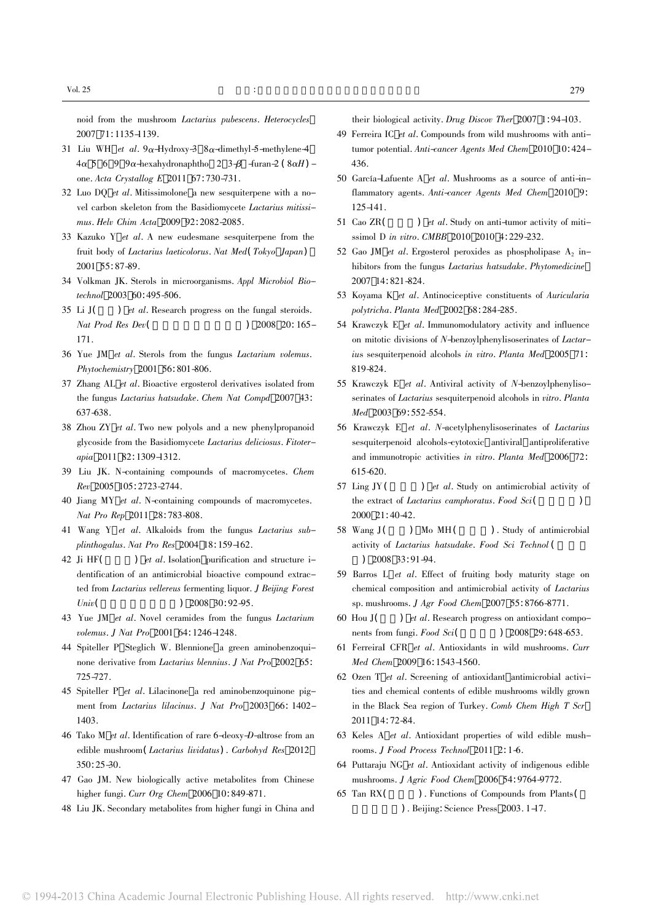noid from the mushroom *Lactarius pubescens*. *Heterocycles*, 2007, 71: 1135-1139.

31 Liu WH, *et al*. 9α-Hydroxy-3,8α-dimethyl-5-methylene-4,4α,5,6,9,9α-hexahydronaphtho[2,3-β]-furan-2(8αH)-one. *Acta Crystallog E*, 2011, 67: 730-731.

32 Luo DQ, *et al*. Mitissimolone, a new sesquiterpene with a novel carbon skeleton from the Basidiomycete *Lactarius mitissimus*. *Helv Chim Acta*, 2009, 92: 2082-2085.

33 Kazuko Y, *et al*. A new eudesmane sesquiterpene from the fruit body of *Lactarius laeticolorus*. *Nat Med (Tokyo, Japan)*, 2001, 55: 87-89.

34 Volkman JK. Sterols in microorganisms. *Appl Microbiol Biotechnol*, 2003, 60: 495-506.

35 Li J( ), *et al*. Research progress on the fungal steroids. *Nat Prod Res Dev*( ), 2008, 20: 165-171.

36 Yue JM, *et al*. Sterols from the fungus *Lactarium volemus*. *Phytochemistry*, 2001, 56: 801-806.

37 Zhang AL, *et al*. Bioactive ergosterol derivatives isolated from the fungus *Lactarius hatsudake*. *Chem Nat Compd*, 2007, 43: 637-638.

38 Zhou ZY, *et al*. Two new polyols and a new phenylpropanoid glycoside from the Basidiomycete *Lactarius deliciosus*. *Fitoterapia*, 2011, 82: 1309-1312.

39 Liu JK. N-containing compounds of macromycetes. *Chem Rev*, 2005, 105: 2723-2744.

40 Jiang MY, *et al*. N-containing compounds of macromycetes. *Nat Pro Rep*, 2011, 28: 783-808.

41 Wang Y, *et al*. Alkaloids from the fungus *Lactarius subplinthogalus*. *Nat Pro Res*, 2004, 18: 159-162.

42 Ji HF( ), *et al*. Isolation, purification and structure identification of an antimicrobial bioactive compound extracted from *Lactarius vellereus* fermenting liquor. *J Beijing Forest Univ*( ), 2008, 30: 92-95.

43 Yue JM, *et al*. Novel ceramides from the fungus *Lactarium volemus*. *J Nat Pro*, 2001, 64: 1246-1248.

44 Spiteller P, Steglich W. Blennione, a green aminobenzoquinone derivative from *Lactarius blennius*. *J Nat Pro*, 2002, 65: 725-727.

45 Spiteller P, *et al*. Lilacinone, a red aminobenzoquinone pigment from *Lactarius lilacinus*. *J Nat Pro*, 2003, 66: 1402-1403.

46 Tako M, *et al*. Identification of rare 6-deoxy-*D*-altrose from an edible mushroom (*Lactarius lividatus*). *Carbohyd Res*, 2012, 350: 25-30.

47 Gao JM. New biologically active metabolites from Chinese higher fungi. *Curr Org Chem*, 2006, 10: 849-871.

48 Liu JK. Secondary metabolites from higher fungi in China and their biological activity. *Drug Discov Ther*, 2007, 1: 94-103.

49 Ferreira IC, *et al*. Compounds from wild mushrooms with antitumor potential. *Anti-cancer Agents Med Chem*, 2010, 10: 424-436.

50 García-Lafuente A, *et al*. Mushrooms as a source of anti-inflammatory agents. *Anti-cancer Agents Med Chem*, 2010, 9: 125-141.

51 Cao ZR( ), *et al*. Study on anti-tumor activity of mitissimol D *in vitro*. *CMBB*, 2010, 2010, 4: 229-232.

52 Gao JM, *et al*. Ergosterol peroxides as phospholipase $A_2$ inhibitors from the fungus *Lactarius hatsudake*. *Phytomedicine*, 2007, 14: 821-824.

53 Koyama K, *et al*. Antinociceptive constituents of *Auricularia polytricha*. *Planta Med*, 2002, 68: 284-285.

54 Krawczyk E, *et al*. Immunomodulatory activity and influence on mitotic divisions of *N*-benzoylphenylisoserinates of *Lactarius* sesquiterpenoid alcohols *in vitro*. *Planta Med*, 2005, 71: 819-824.

55 Krawczyk E, *et al*. Antiviral activity of *N*-benzoylphenylisoserinates of *Lactarius* sesquiterpenoid alcohols in *vitro*. *Planta Med*, 2003, 69: 552-554.

56 Krawczyk E, *et al*. *N*-acetylphenylisoserinates of *Lactarius* sesquiterpenoid alcohols-cytotoxic, antiviral, antiproliferative and immunotropic activities *in vitro*. *Planta Med*, 2006, 72: 615-620.

57 Ling JY( ), *et al*. Study on antimicrobial activity of the extract of *Lactarius camphoratus*. *Food Sci*( ), 2000, 21: 40-42.

58 Wang J( ), Mo MH( ). Study of antimicrobial activity of *Lactarius hatsudake*. *Food Sci Technol*( ), 2008, 33: 91-94.

59 Barros L, *et al*. Effect of fruiting body maturity stage on chemical composition and antimicrobial activity of *Lactarius* sp. mushrooms. *J Agr Food Chem*, 2007, 55: 8766-8771.

60 Hou J( ), *et al*. Research progress on antioxidant components from fungi. *Food Sci*( ), 2008, 29: 648-653.

61 FerreiraI CFR, *et al*. Antioxidants in wild mushrooms. *Curr Med Chem*, 2009, 16: 1543-1560.

62 Ozen T, *et al*. Screening of antioxidant, antimicrobial activities and chemical contents of edible mushrooms wildly grown in the Black Sea region of Turkey. *Comb Chem High T Scr*, 2011, 14: 72-84.

63 Keles A, *et al*. Antioxidant properties of wild edible mushrooms. *J Food Process Technol*, 2011, 2: 1-6.

64 Puttaraju NG, *et al*. Antioxidant activity of indigenous edible mushrooms. *J Agric Food Chem*, 2006, 54: 9764-9772.

65 Tan RX( ). Functions of Compounds from Plants( ). Beijing: Science Press, 2003. 1-17.